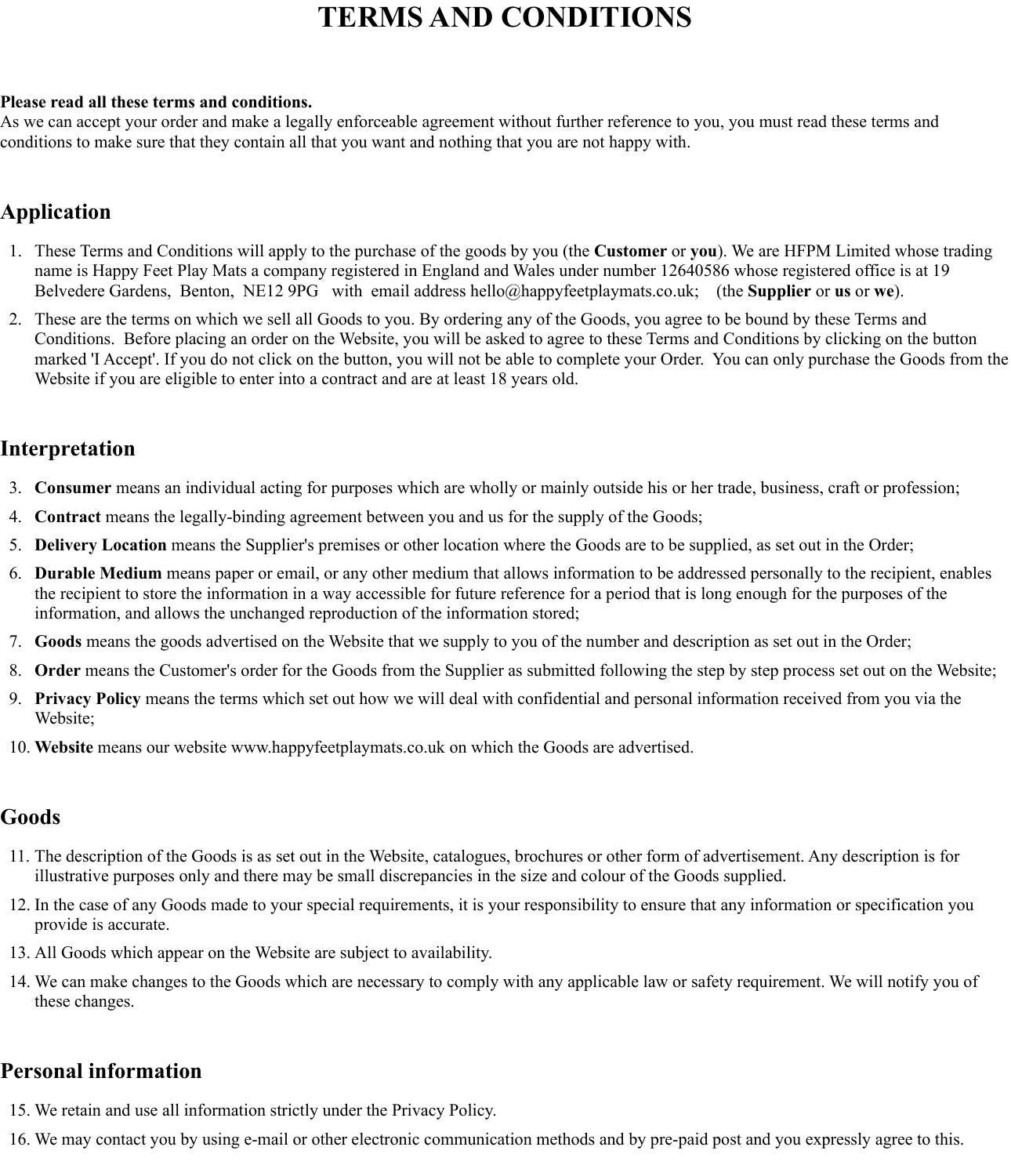# TERMS AND CONDITIONS

**Please read all these terms and conditions.**
As we can accept your order and make a legally enforceable agreement without further reference to you, you must read these terms and conditions to make sure that they contain all that you want and nothing that you are not happy with.

## Application

1. These Terms and Conditions will apply to the purchase of the goods by you (the **Customer** or **you**). We are HFPM Limited whose trading name is Happy Feet Play Mats a company registered in England and Wales under number 12640586 whose registered office is at 19 Belvedere Gardens, Benton, NE12 9PG with email address hello@happyfeetplaymats.co.uk; (the **Supplier** or **us** or **we**).
2. These are the terms on which we sell all Goods to you. By ordering any of the Goods, you agree to be bound by these Terms and Conditions. Before placing an order on the Website, you will be asked to agree to these Terms and Conditions by clicking on the button marked 'I Accept'. If you do not click on the button, you will not be able to complete your Order. You can only purchase the Goods from the Website if you are eligible to enter into a contract and are at least 18 years old.

## Interpretation

3. **Consumer** means an individual acting for purposes which are wholly or mainly outside his or her trade, business, craft or profession;
4. **Contract** means the legally-binding agreement between you and us for the supply of the Goods;
5. **Delivery Location** means the Supplier's premises or other location where the Goods are to be supplied, as set out in the Order;
6. **Durable Medium** means paper or email, or any other medium that allows information to be addressed personally to the recipient, enables the recipient to store the information in a way accessible for future reference for a period that is long enough for the purposes of the information, and allows the unchanged reproduction of the information stored;
7. **Goods** means the goods advertised on the Website that we supply to you of the number and description as set out in the Order;
8. **Order** means the Customer's order for the Goods from the Supplier as submitted following the step by step process set out on the Website;
9. **Privacy Policy** means the terms which set out how we will deal with confidential and personal information received from you via the Website;
10. **Website** means our website www.happyfeetplaymats.co.uk on which the Goods are advertised.

## Goods

11. The description of the Goods is as set out in the Website, catalogues, brochures or other form of advertisement. Any description is for illustrative purposes only and there may be small discrepancies in the size and colour of the Goods supplied.
12. In the case of any Goods made to your special requirements, it is your responsibility to ensure that any information or specification you provide is accurate.
13. All Goods which appear on the Website are subject to availability.
14. We can make changes to the Goods which are necessary to comply with any applicable law or safety requirement. We will notify you of these changes.

## Personal information

15. We retain and use all information strictly under the Privacy Policy.
16. We may contact you by using e-mail or other electronic communication methods and by pre-paid post and you expressly agree to this.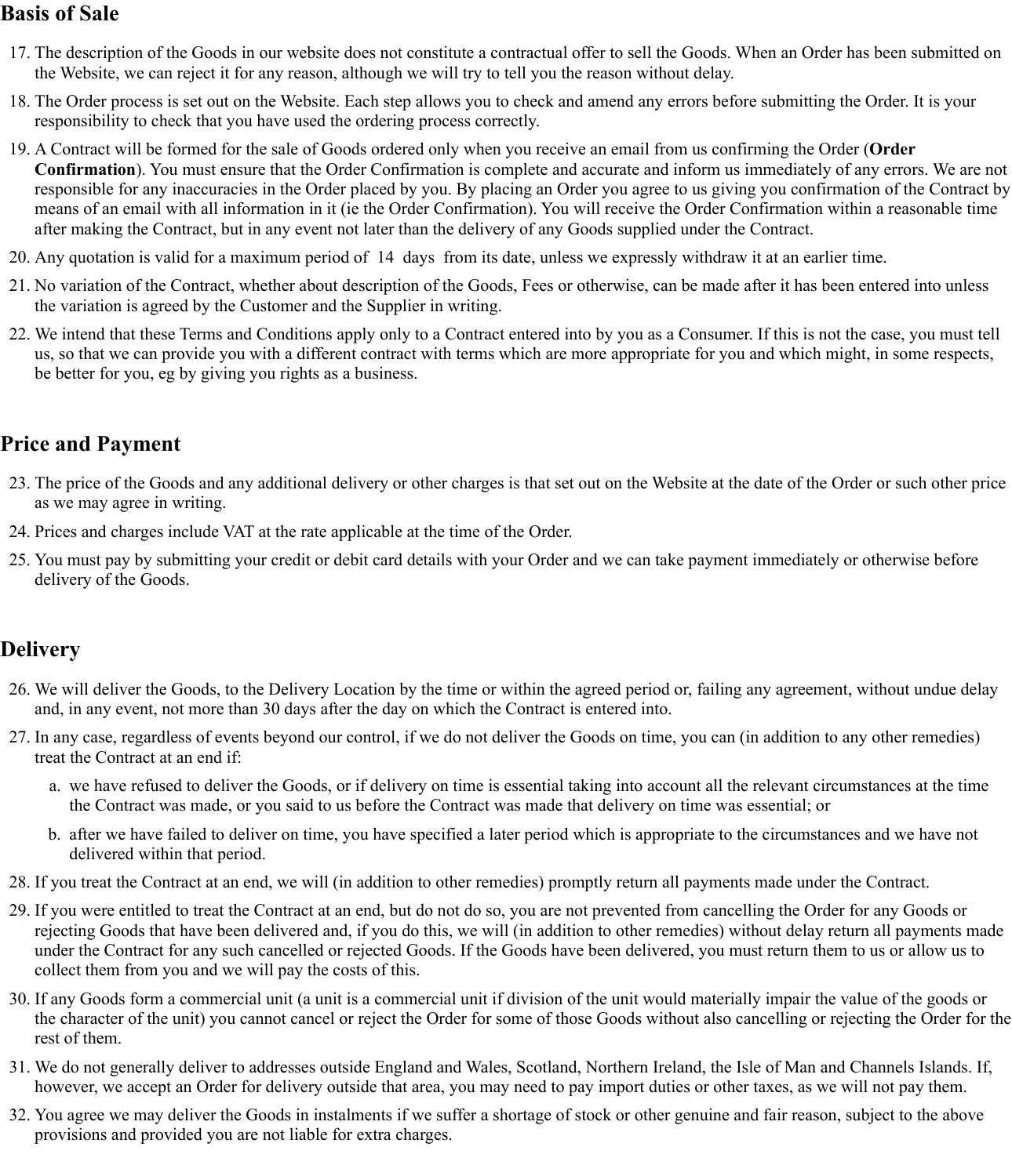## Basis of Sale

17. The description of the Goods in our website does not constitute a contractual offer to sell the Goods. When an Order has been submitted on the Website, we can reject it for any reason, although we will try to tell you the reason without delay.
18. The Order process is set out on the Website. Each step allows you to check and amend any errors before submitting the Order. It is your responsibility to check that you have used the ordering process correctly.
19. A Contract will be formed for the sale of Goods ordered only when you receive an email from us confirming the Order (**Order Confirmation**). You must ensure that the Order Confirmation is complete and accurate and inform us immediately of any errors. We are not responsible for any inaccuracies in the Order placed by you. By placing an Order you agree to us giving you confirmation of the Contract by means of an email with all information in it (ie the Order Confirmation). You will receive the Order Confirmation within a reasonable time after making the Contract, but in any event not later than the delivery of any Goods supplied under the Contract.
20. Any quotation is valid for a maximum period of 14 days from its date, unless we expressly withdraw it at an earlier time.
21. No variation of the Contract, whether about description of the Goods, Fees or otherwise, can be made after it has been entered into unless the variation is agreed by the Customer and the Supplier in writing.
22. We intend that these Terms and Conditions apply only to a Contract entered into by you as a Consumer. If this is not the case, you must tell us, so that we can provide you with a different contract with terms which are more appropriate for you and which might, in some respects, be better for you, eg by giving you rights as a business.

## Price and Payment

23. The price of the Goods and any additional delivery or other charges is that set out on the Website at the date of the Order or such other price as we may agree in writing.
24. Prices and charges include VAT at the rate applicable at the time of the Order.
25. You must pay by submitting your credit or debit card details with your Order and we can take payment immediately or otherwise before delivery of the Goods.

## Delivery

26. We will deliver the Goods, to the Delivery Location by the time or within the agreed period or, failing any agreement, without undue delay and, in any event, not more than 30 days after the day on which the Contract is entered into.
27. In any case, regardless of events beyond our control, if we do not deliver the Goods on time, you can (in addition to any other remedies) treat the Contract at an end if:
    a. we have refused to deliver the Goods, or if delivery on time is essential taking into account all the relevant circumstances at the time the Contract was made, or you said to us before the Contract was made that delivery on time was essential; or
    b. after we have failed to deliver on time, you have specified a later period which is appropriate to the circumstances and we have not delivered within that period.
28. If you treat the Contract at an end, we will (in addition to other remedies) promptly return all payments made under the Contract.
29. If you were entitled to treat the Contract at an end, but do not do so, you are not prevented from cancelling the Order for any Goods or rejecting Goods that have been delivered and, if you do this, we will (in addition to other remedies) without delay return all payments made under the Contract for any such cancelled or rejected Goods. If the Goods have been delivered, you must return them to us or allow us to collect them from you and we will pay the costs of this.
30. If any Goods form a commercial unit (a unit is a commercial unit if division of the unit would materially impair the value of the goods or the character of the unit) you cannot cancel or reject the Order for some of those Goods without also cancelling or rejecting the Order for the rest of them.
31. We do not generally deliver to addresses outside England and Wales, Scotland, Northern Ireland, the Isle of Man and Channels Islands. If, however, we accept an Order for delivery outside that area, you may need to pay import duties or other taxes, as we will not pay them.
32. You agree we may deliver the Goods in instalments if we suffer a shortage of stock or other genuine and fair reason, subject to the above provisions and provided you are not liable for extra charges.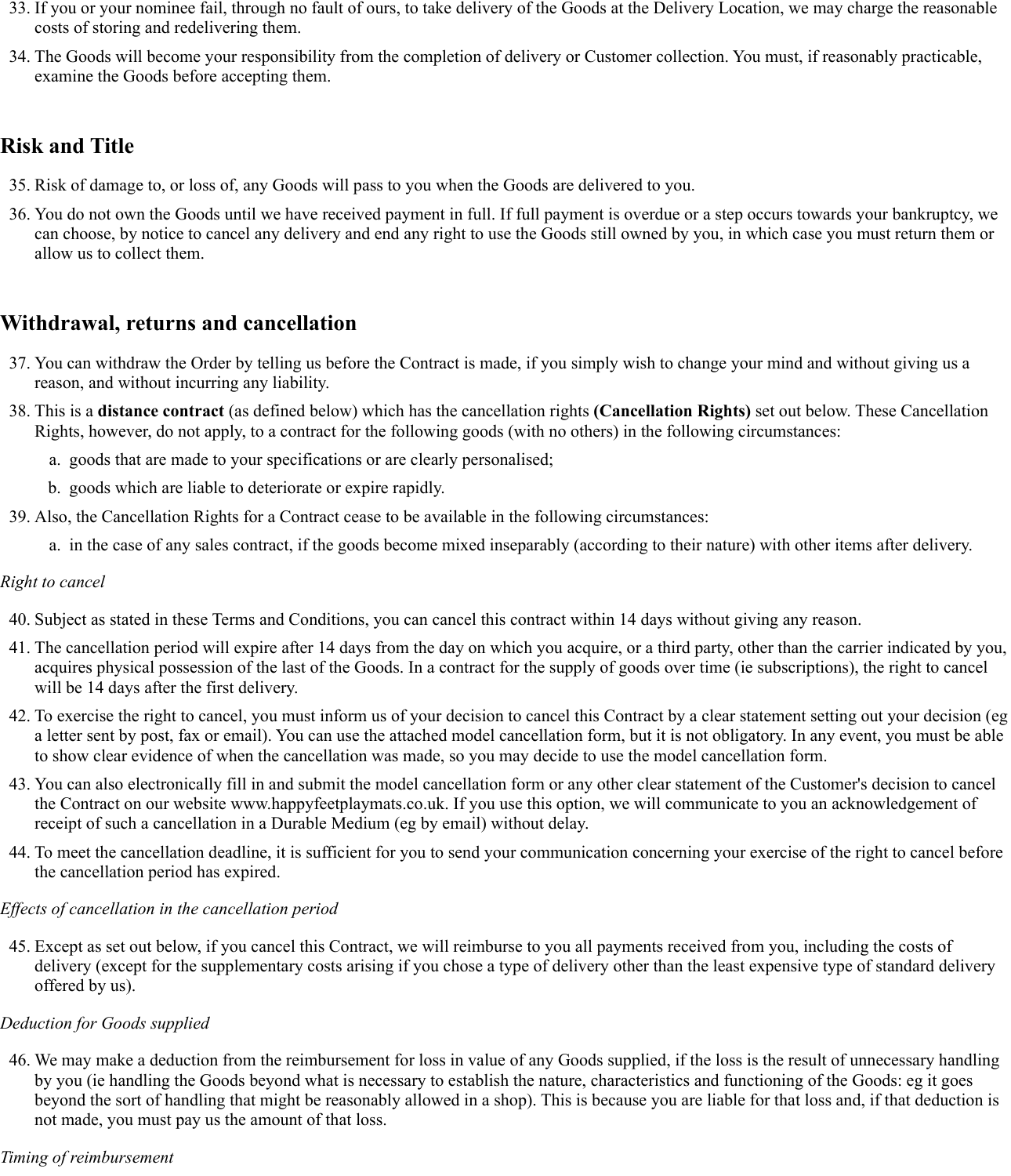33. If you or your nominee fail, through no fault of ours, to take delivery of the Goods at the Delivery Location, we may charge the reasonable costs of storing and redelivering them.
34. The Goods will become your responsibility from the completion of delivery or Customer collection. You must, if reasonably practicable, examine the Goods before accepting them.

## Risk and Title

35. Risk of damage to, or loss of, any Goods will pass to you when the Goods are delivered to you.
36. You do not own the Goods until we have received payment in full. If full payment is overdue or a step occurs towards your bankruptcy, we can choose, by notice to cancel any delivery and end any right to use the Goods still owned by you, in which case you must return them or allow us to collect them.

## Withdrawal, returns and cancellation

37. You can withdraw the Order by telling us before the Contract is made, if you simply wish to change your mind and without giving us a reason, and without incurring any liability.
38. This is a **distance contract** (as defined below) which has the cancellation rights **(Cancellation Rights)** set out below. These Cancellation Rights, however, do not apply, to a contract for the following goods (with no others) in the following circumstances:
    a. goods that are made to your specifications or are clearly personalised;
    b. goods which are liable to deteriorate or expire rapidly.
39. Also, the Cancellation Rights for a Contract cease to be available in the following circumstances:
    a. in the case of any sales contract, if the goods become mixed inseparably (according to their nature) with other items after delivery.

*Right to cancel*

40. Subject as stated in these Terms and Conditions, you can cancel this contract within 14 days without giving any reason.
41. The cancellation period will expire after 14 days from the day on which you acquire, or a third party, other than the carrier indicated by you, acquires physical possession of the last of the Goods. In a contract for the supply of goods over time (ie subscriptions), the right to cancel will be 14 days after the first delivery.
42. To exercise the right to cancel, you must inform us of your decision to cancel this Contract by a clear statement setting out your decision (eg a letter sent by post, fax or email). You can use the attached model cancellation form, but it is not obligatory. In any event, you must be able to show clear evidence of when the cancellation was made, so you may decide to use the model cancellation form.
43. You can also electronically fill in and submit the model cancellation form or any other clear statement of the Customer's decision to cancel the Contract on our website www.happyfeetplaymats.co.uk. If you use this option, we will communicate to you an acknowledgement of receipt of such a cancellation in a Durable Medium (eg by email) without delay.
44. To meet the cancellation deadline, it is sufficient for you to send your communication concerning your exercise of the right to cancel before the cancellation period has expired.

*Effects of cancellation in the cancellation period*

45. Except as set out below, if you cancel this Contract, we will reimburse to you all payments received from you, including the costs of delivery (except for the supplementary costs arising if you chose a type of delivery other than the least expensive type of standard delivery offered by us).

*Deduction for Goods supplied*

46. We may make a deduction from the reimbursement for loss in value of any Goods supplied, if the loss is the result of unnecessary handling by you (ie handling the Goods beyond what is necessary to establish the nature, characteristics and functioning of the Goods: eg it goes beyond the sort of handling that might be reasonably allowed in a shop). This is because you are liable for that loss and, if that deduction is not made, you must pay us the amount of that loss.

*Timing of reimbursement*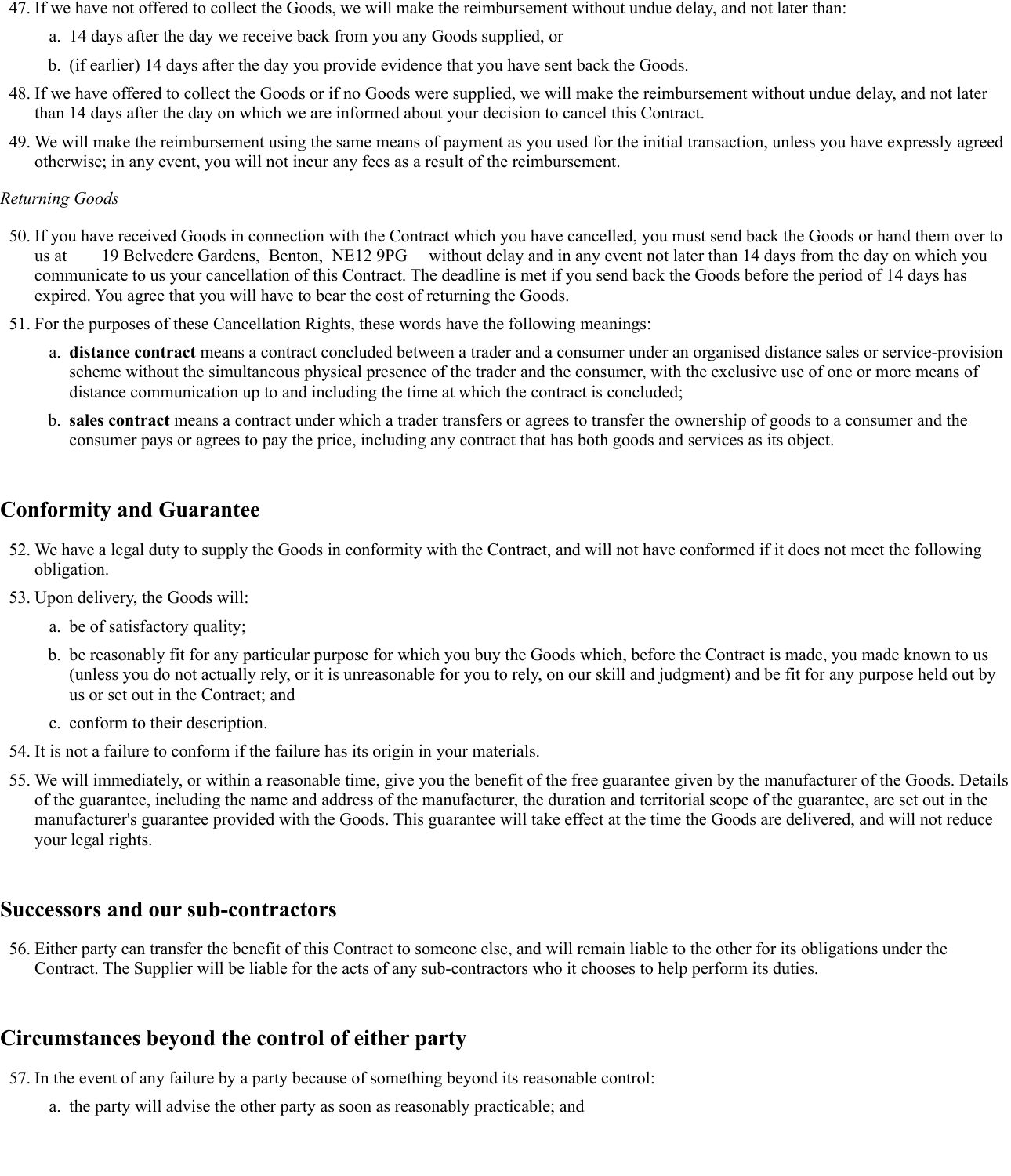47. If we have not offered to collect the Goods, we will make the reimbursement without undue delay, and not later than:
    a. 14 days after the day we receive back from you any Goods supplied, or
    b. (if earlier) 14 days after the day you provide evidence that you have sent back the Goods.
48. If we have offered to collect the Goods or if no Goods were supplied, we will make the reimbursement without undue delay, and not later than 14 days after the day on which we are informed about your decision to cancel this Contract.
49. We will make the reimbursement using the same means of payment as you used for the initial transaction, unless you have expressly agreed otherwise; in any event, you will not incur any fees as a result of the reimbursement.

*Returning Goods*

50. If you have received Goods in connection with the Contract which you have cancelled, you must send back the Goods or hand them over to us at 19 Belvedere Gardens, Benton, NE12 9PG without delay and in any event not later than 14 days from the day on which you communicate to us your cancellation of this Contract. The deadline is met if you send back the Goods before the period of 14 days has expired. You agree that you will have to bear the cost of returning the Goods.
51. For the purposes of these Cancellation Rights, these words have the following meanings:
    a. **distance contract** means a contract concluded between a trader and a consumer under an organised distance sales or service-provision scheme without the simultaneous physical presence of the trader and the consumer, with the exclusive use of one or more means of distance communication up to and including the time at which the contract is concluded;
    b. **sales contract** means a contract under which a trader transfers or agrees to transfer the ownership of goods to a consumer and the consumer pays or agrees to pay the price, including any contract that has both goods and services as its object.

## Conformity and Guarantee

52. We have a legal duty to supply the Goods in conformity with the Contract, and will not have conformed if it does not meet the following obligation.
53. Upon delivery, the Goods will:
    a. be of satisfactory quality;
    b. be reasonably fit for any particular purpose for which you buy the Goods which, before the Contract is made, you made known to us (unless you do not actually rely, or it is unreasonable for you to rely, on our skill and judgment) and be fit for any purpose held out by us or set out in the Contract; and
    c. conform to their description.
54. It is not a failure to conform if the failure has its origin in your materials.
55. We will immediately, or within a reasonable time, give you the benefit of the free guarantee given by the manufacturer of the Goods. Details of the guarantee, including the name and address of the manufacturer, the duration and territorial scope of the guarantee, are set out in the manufacturer's guarantee provided with the Goods. This guarantee will take effect at the time the Goods are delivered, and will not reduce your legal rights.

## Successors and our sub-contractors

56. Either party can transfer the benefit of this Contract to someone else, and will remain liable to the other for its obligations under the Contract. The Supplier will be liable for the acts of any sub-contractors who it chooses to help perform its duties.

## Circumstances beyond the control of either party

57. In the event of any failure by a party because of something beyond its reasonable control:
    a. the party will advise the other party as soon as reasonably practicable; and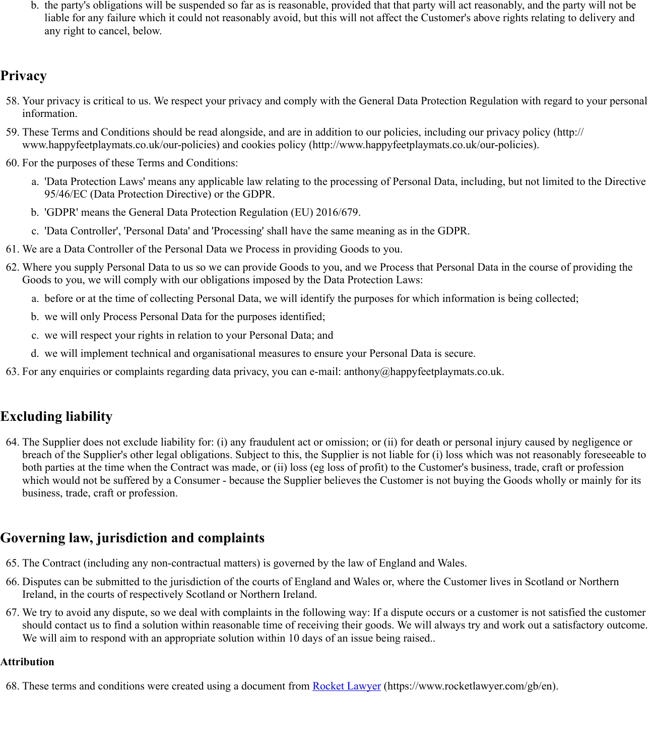b. the party's obligations will be suspended so far as is reasonable, provided that that party will act reasonably, and the party will not be liable for any failure which it could not reasonably avoid, but this will not affect the Customer's above rights relating to delivery and any right to cancel, below.

## Privacy

58. Your privacy is critical to us. We respect your privacy and comply with the General Data Protection Regulation with regard to your personal information.
59. These Terms and Conditions should be read alongside, and are in addition to our policies, including our privacy policy (http://www.happyfeetplaymats.co.uk/our-policies) and cookies policy (http://www.happyfeetplaymats.co.uk/our-policies).
60. For the purposes of these Terms and Conditions:
    a. 'Data Protection Laws' means any applicable law relating to the processing of Personal Data, including, but not limited to the Directive 95/46/EC (Data Protection Directive) or the GDPR.
    b. 'GDPR' means the General Data Protection Regulation (EU) 2016/679.
    c. 'Data Controller', 'Personal Data' and 'Processing' shall have the same meaning as in the GDPR.
61. We are a Data Controller of the Personal Data we Process in providing Goods to you.
62. Where you supply Personal Data to us so we can provide Goods to you, and we Process that Personal Data in the course of providing the Goods to you, we will comply with our obligations imposed by the Data Protection Laws:
    a. before or at the time of collecting Personal Data, we will identify the purposes for which information is being collected;
    b. we will only Process Personal Data for the purposes identified;
    c. we will respect your rights in relation to your Personal Data; and
    d. we will implement technical and organisational measures to ensure your Personal Data is secure.
63. For any enquiries or complaints regarding data privacy, you can e-mail: anthony@happyfeetplaymats.co.uk.

## Excluding liability

64. The Supplier does not exclude liability for: (i) any fraudulent act or omission; or (ii) for death or personal injury caused by negligence or breach of the Supplier's other legal obligations. Subject to this, the Supplier is not liable for (i) loss which was not reasonably foreseeable to both parties at the time when the Contract was made, or (ii) loss (eg loss of profit) to the Customer's business, trade, craft or profession which would not be suffered by a Consumer - because the Supplier believes the Customer is not buying the Goods wholly or mainly for its business, trade, craft or profession.

## Governing law, jurisdiction and complaints

65. The Contract (including any non-contractual matters) is governed by the law of England and Wales.
66. Disputes can be submitted to the jurisdiction of the courts of England and Wales or, where the Customer lives in Scotland or Northern Ireland, in the courts of respectively Scotland or Northern Ireland.
67. We try to avoid any dispute, so we deal with complaints in the following way: If a dispute occurs or a customer is not satisfied the customer should contact us to find a solution within reasonable time of receiving their goods. We will always try and work out a satisfactory outcome. We will aim to respond with an appropriate solution within 10 days of an issue being raised..

### Attribution

68. These terms and conditions were created using a document from Rocket Lawyer (https://www.rocketlawyer.com/gb/en).